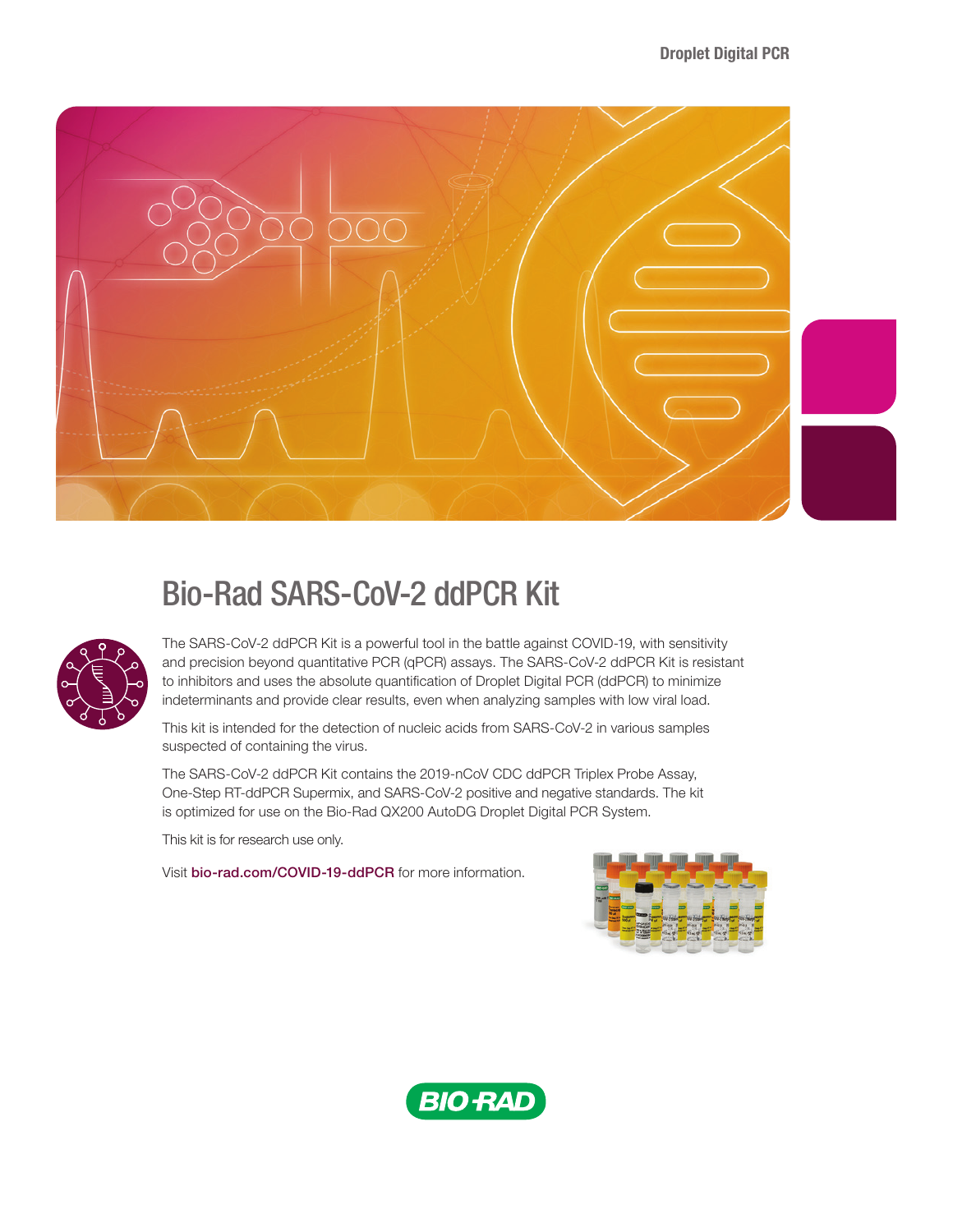Droplet Digital PCR

# Bio-Rad SARS-CoV-2 ddPCR Kit

The SARS-CoV-2 ddPCR Kit is a powerful tool in the battle against COVID-19, with sensitivity and precision beyond quantitative PCR (qPCR) assays. The SARS-CoV-2 ddPCR Kit is resistant to inhibitors and uses the absolute quantification of Droplet Digital PCR (ddPCR) to minimize indeterminants and provide clear results, even when analyzing samples with low viral load.

This kit is intended for the detection of nucleic acids from SARS-CoV-2 in various samples suspected of containing the virus.

The SARS-CoV-2 ddPCR Kit contains the 2019-nCoV CDC ddPCR Triplex Probe Assay, One-Step RT-ddPCR Supermix, and SARS-CoV-2 positive and negative standards. The kit is optimized for use on the Bio-Rad QX200 AutoDG Droplet Digital PCR System.

This kit is for research use only.

Visit **bio-rad.com/COVID-19-ddPCR** for more information.

BIO-RAD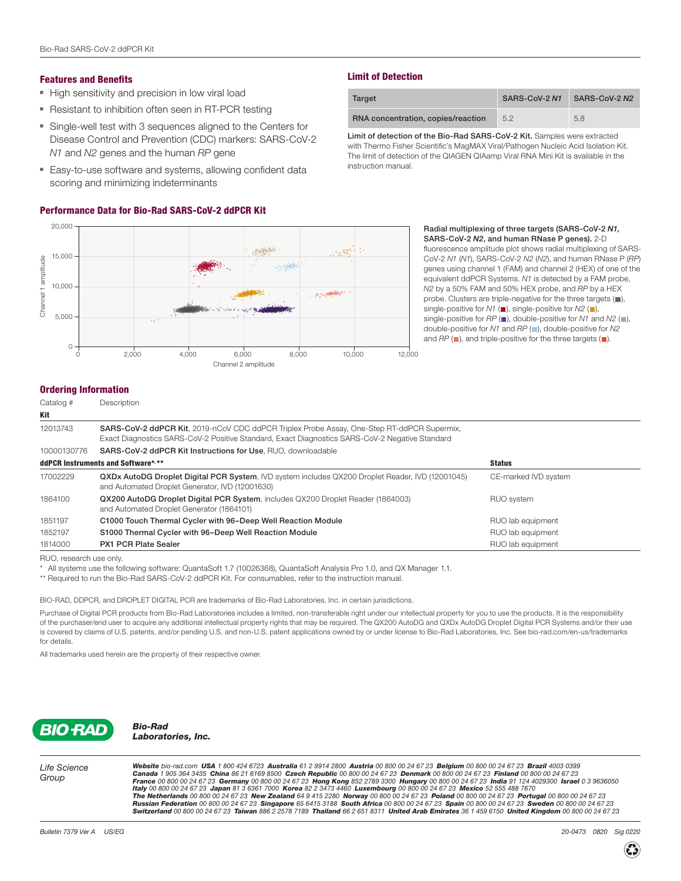## Features and Benefits

- High sensitivity and precision in low viral load
- Resistant to inhibition often seen in RT-PCR testing
- Single-well test with 3 sequences aligned to the Centers for Disease Control and Prevention (CDC) markers: SARS-CoV-2 *N1* and *N2* genes and the human *RP* gene
- Easy-to-use software and systems, allowing confident data scoring and minimizing indeterminants

## Limit of Detection

| Target | SARS-CoV-2 *N1* | SARS-CoV-2 *N2* |
|---|---|---|
| RNA concentration, copies/reaction | 5.2 | 5.8 |

**Limit of detection of the Bio-Rad SARS-CoV-2 Kit.** Samples were extracted with Thermo Fisher Scientific's MagMAX Viral/Pathogen Nucleic Acid Isolation Kit. The limit of detection of the QIAGEN QIAamp Viral RNA Mini Kit is available in the instruction manual.

## Performance Data for Bio-Rad SARS-CoV-2 ddPCR Kit

Channel 1 amplitude
20,000
15,000
10,000
5,000
0
0
2,000
4,000
6,000
8,000
10,000
12,000
Channel 2 amplitude

**Radial multiplexing of three targets (SARS-CoV-2 *N1*, SARS-CoV-2 *N2*, and human RNase P genes).** 2-D fluorescence amplitude plot shows radial multiplexing of SARS-CoV-2 *N1* (*N1*), SARS-CoV-2 *N2* (*N2*), and human RNase P (*RP*) genes using channel 1 (FAM) and channel 2 (HEX) of one of the equivalent ddPCR Systems. *N1* is detected by a FAM probe, *N2* by a 50% FAM and 50% HEX probe, and *RP* by a HEX probe. Clusters are triple-negative for the three targets (■), single-positive for *N1* (■), single-positive for *N2* (■), single-positive for *RP* (■), double-positive for *N1* and *N2* (■), double-positive for *N1* and *RP* (■), double-positive for *N2* and *RP* (■), and triple-positive for the three targets (■).

## Ordering Information

| Catalog # | Description | |
|---|---|---|
| **Kit** | | |
| 12013743 | **SARS-CoV-2 ddPCR Kit**, 2019-nCoV CDC ddPCR Triplex Probe Assay, One-Step RT-ddPCR Supermix, Exact Diagnostics SARS-CoV-2 Positive Standard, Exact Diagnostics SARS-CoV-2 Negative Standard | |
| 10000130776 | **SARS-CoV-2 ddPCR Kit Instructions for Use**, RUO, downloadable | |
| **ddPCR Instruments and Software*,\*\*** | | **Status** |
| 17002229 | **QXDx AutoDG Droplet Digital PCR System**, IVD system includes QX200 Droplet Reader, IVD (12001045) and Automated Droplet Generator, IVD (12001630) | CE-marked IVD system |
| 1864100 | **QX200 AutoDG Droplet Digital PCR System**, includes QX200 Droplet Reader (1864003) and Automated Droplet Generator (1864101) | RUO system |
| 1851197 | **C1000 Touch Thermal Cycler with 96–Deep Well Reaction Module** | RUO lab equipment |
| 1852197 | **S1000 Thermal Cycler with 96–Deep Well Reaction Module** | RUO lab equipment |
| 1814000 | **PX1 PCR Plate Sealer** | RUO lab equipment |

RUO, research use only.

\* All systems use the following software: QuantaSoft 1.7 (10026368), QuantaSoft Analysis Pro 1.0, and QX Manager 1.1.

\*\* Required to run the Bio-Rad SARS-CoV-2 ddPCR Kit. For consumables, refer to the instruction manual.

BIO-RAD, DDPCR, and DROPLET DIGITAL PCR are trademarks of Bio-Rad Laboratories, Inc. in certain jurisdictions.

Purchase of Digital PCR products from Bio-Rad Laboratories includes a limited, non-transferable right under our intellectual property for you to use the products. It is the responsibility of the purchaser/end user to acquire any additional intellectual property rights that may be required. The QX200 AutoDG and QXDx AutoDG Droplet Digital PCR Systems and/or their use is covered by claims of U.S. patents, and/or pending U.S. and non-U.S. patent applications owned by or under license to Bio-Rad Laboratories, Inc. See bio-rad.com/en-us/trademarks for details.

All trademarks used herein are the property of their respective owner.

BIO-RAD

***Bio-Rad Laboratories, Inc.***

*Life Science Group*

***Website*** bio-rad.com ***USA*** 1 800 424 6723 ***Australia*** 61 2 9914 2800 ***Austria*** 00 800 00 24 67 23 ***Belgium*** 00 800 00 24 67 23 ***Brazil*** 4003 0399 ***Canada*** 1 905 364 3435 ***China*** 86 21 6169 8500 ***Czech Republic*** 00 800 00 24 67 23 ***Denmark*** 00 800 00 24 67 23 ***Finland*** 00 800 00 24 67 23 ***France*** 00 800 00 24 67 23 ***Germany*** 00 800 00 24 67 23 ***Hong Kong*** 852 2789 3300 ***Hungary*** 00 800 00 24 67 23 ***India*** 91 124 4029300 ***Israel*** 0 3 9636050 ***Italy*** 00 800 00 24 67 23 ***Japan*** 81 3 6361 7000 ***Korea*** 82 2 3473 4460 ***Luxembourg*** 00 800 00 24 67 23 ***Mexico*** 52 555 488 7670 ***The Netherlands*** 00 800 00 24 67 23 ***New Zealand*** 64 9 415 2280 ***Norway*** 00 800 00 24 67 23 ***Poland*** 00 800 00 24 67 23 ***Portugal*** 00 800 00 24 67 23 ***Russian Federation*** 00 800 00 24 67 23 ***Singapore*** 65 6415 3188 ***South Africa*** 00 800 00 24 67 23 ***Spain*** 00 800 00 24 67 23 ***Sweden*** 00 800 00 24 67 23 ***Switzerland*** 00 800 00 24 67 23 ***Taiwan*** 886 2 2578 7189 ***Thailand*** 66 2 651 8311 ***United Arab Emirates*** 36 1 459 6150 ***United Kingdom*** 00 800 00 24 67 23

*Bulletin 7379 Ver A US/EG* *20-0473 0820 Sig 0220*